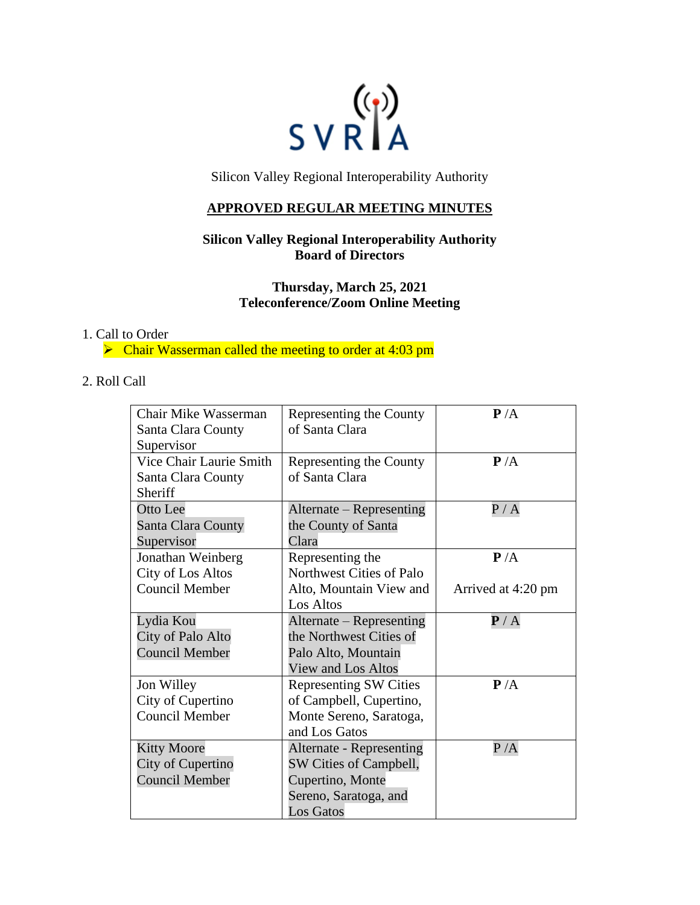SVRIA

Silicon Valley Regional Interoperability Authority

## APPROVED REGULAR MEETING MINUTES

### Silicon Valley Regional Interoperability Authority
### Board of Directors

**Thursday, March 25, 2021**
**Teleconference/Zoom Online Meeting**

1. Call to Order
   - Chair Wasserman called the meeting to order at 4:03 pm

2. Roll Call

| | | |
|---|---|---|
| Chair Mike Wasserman Santa Clara County Supervisor | Representing the County of Santa Clara | **P** /A |
| Vice Chair Laurie Smith Santa Clara County Sheriff | Representing the County of Santa Clara | **P** /A |
| Otto Lee Santa Clara County Supervisor | Alternate – Representing the County of Santa Clara | P / A |
| Jonathan Weinberg City of Los Altos Council Member | Representing the Northwest Cities of Palo Alto, Mountain View and Los Altos | **P** /A<br>Arrived at 4:20 pm |
| Lydia Kou City of Palo Alto Council Member | Alternate – Representing the Northwest Cities of Palo Alto, Mountain View and Los Altos | **P** / A |
| Jon Willey City of Cupertino Council Member | Representing SW Cities of Campbell, Cupertino, Monte Sereno, Saratoga, and Los Gatos | **P** /A |
| Kitty Moore City of Cupertino Council Member | Alternate - Representing SW Cities of Campbell, Cupertino, Monte Sereno, Saratoga, and Los Gatos | P /A |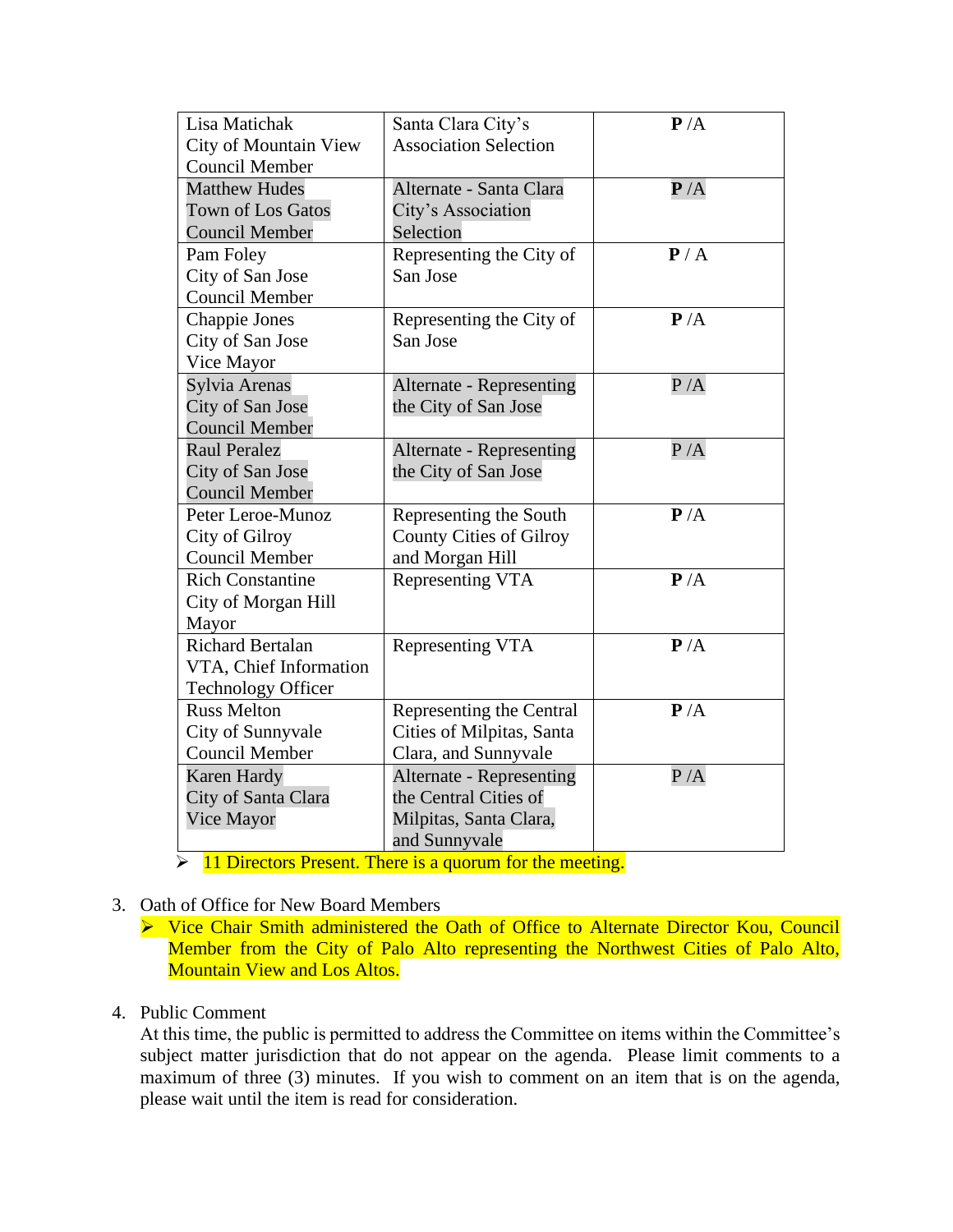| | | |
|---|---|---|
| Lisa Matichak<br>City of Mountain View<br>Council Member | Santa Clara City's Association Selection | **P** /A |
| Matthew Hudes<br>Town of Los Gatos<br>Council Member | Alternate - Santa Clara City's Association Selection | **P** /A |
| Pam Foley<br>City of San Jose<br>Council Member | Representing the City of San Jose | **P** / A |
| Chappie Jones<br>City of San Jose<br>Vice Mayor | Representing the City of San Jose | **P** /A |
| Sylvia Arenas<br>City of San Jose<br>Council Member | Alternate - Representing the City of San Jose | P /A |
| Raul Peralez<br>City of San Jose<br>Council Member | Alternate - Representing the City of San Jose | P /A |
| Peter Leroe-Munoz<br>City of Gilroy<br>Council Member | Representing the South County Cities of Gilroy and Morgan Hill | **P** /A |
| Rich Constantine<br>City of Morgan Hill<br>Mayor | Representing VTA | **P** /A |
| Richard Bertalan<br>VTA, Chief Information Technology Officer | Representing VTA | **P** /A |
| Russ Melton<br>City of Sunnyvale<br>Council Member | Representing the Central Cities of Milpitas, Santa Clara, and Sunnyvale | **P** /A |
| Karen Hardy<br>City of Santa Clara<br>Vice Mayor | Alternate - Representing the Central Cities of Milpitas, Santa Clara, and Sunnyvale | P /A |

- 11 Directors Present. There is a quorum for the meeting.

3. Oath of Office for New Board Members
   - Vice Chair Smith administered the Oath of Office to Alternate Director Kou, Council Member from the City of Palo Alto representing the Northwest Cities of Palo Alto, Mountain View and Los Altos.

4. Public Comment

   At this time, the public is permitted to address the Committee on items within the Committee's subject matter jurisdiction that do not appear on the agenda. Please limit comments to a maximum of three (3) minutes. If you wish to comment on an item that is on the agenda, please wait until the item is read for consideration.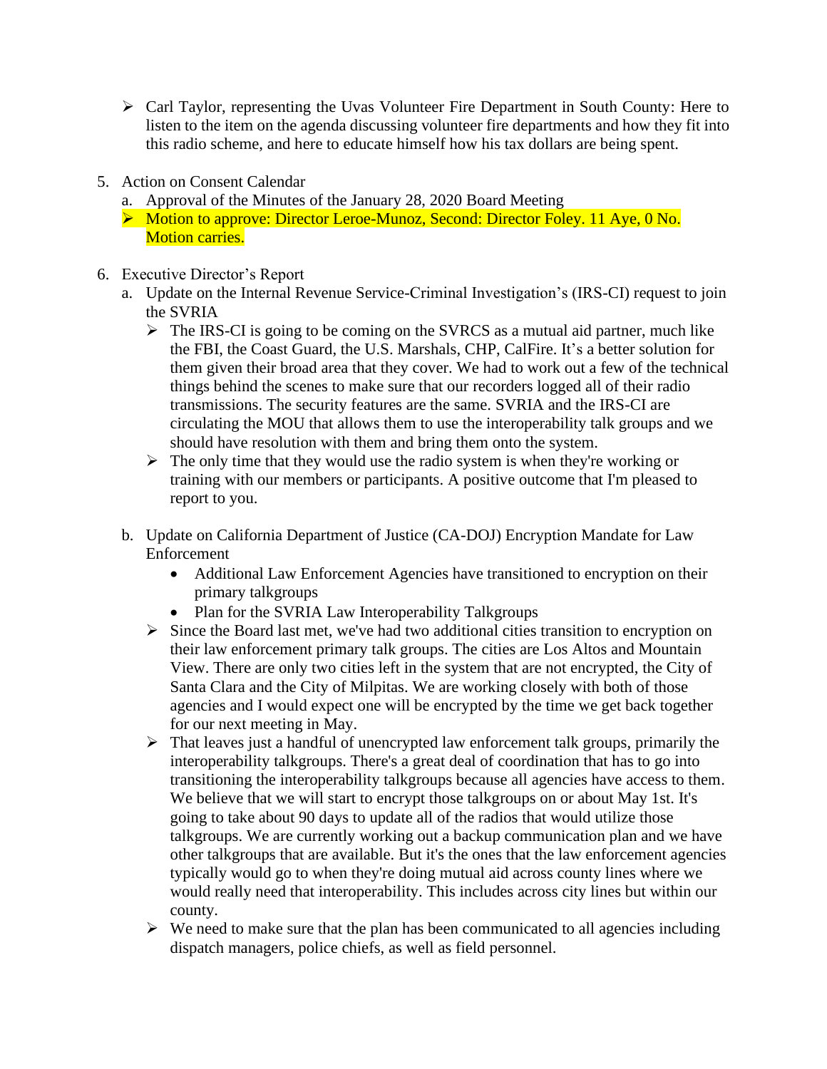- Carl Taylor, representing the Uvas Volunteer Fire Department in South County: Here to listen to the item on the agenda discussing volunteer fire departments and how they fit into this radio scheme, and here to educate himself how his tax dollars are being spent.

5. Action on Consent Calendar
   a. Approval of the Minutes of the January 28, 2020 Board Meeting
   - Motion to approve: Director Leroe-Munoz, Second: Director Foley. 11 Aye, 0 No. Motion carries.

6. Executive Director's Report
   a. Update on the Internal Revenue Service-Criminal Investigation's (IRS-CI) request to join the SVRIA
      - The IRS-CI is going to be coming on the SVRCS as a mutual aid partner, much like the FBI, the Coast Guard, the U.S. Marshals, CHP, CalFire. It's a better solution for them given their broad area that they cover. We had to work out a few of the technical things behind the scenes to make sure that our recorders logged all of their radio transmissions. The security features are the same. SVRIA and the IRS-CI are circulating the MOU that allows them to use the interoperability talk groups and we should have resolution with them and bring them onto the system.
      - The only time that they would use the radio system is when they're working or training with our members or participants. A positive outcome that I'm pleased to report to you.

   b. Update on California Department of Justice (CA-DOJ) Encryption Mandate for Law Enforcement
      - Additional Law Enforcement Agencies have transitioned to encryption on their primary talkgroups
      - Plan for the SVRIA Law Interoperability Talkgroups
      - Since the Board last met, we've had two additional cities transition to encryption on their law enforcement primary talk groups. The cities are Los Altos and Mountain View. There are only two cities left in the system that are not encrypted, the City of Santa Clara and the City of Milpitas. We are working closely with both of those agencies and I would expect one will be encrypted by the time we get back together for our next meeting in May.
      - That leaves just a handful of unencrypted law enforcement talk groups, primarily the interoperability talkgroups. There's a great deal of coordination that has to go into transitioning the interoperability talkgroups because all agencies have access to them. We believe that we will start to encrypt those talkgroups on or about May 1st. It's going to take about 90 days to update all of the radios that would utilize those talkgroups. We are currently working out a backup communication plan and we have other talkgroups that are available. But it's the ones that the law enforcement agencies typically would go to when they're doing mutual aid across county lines where we would really need that interoperability. This includes across city lines but within our county.
      - We need to make sure that the plan has been communicated to all agencies including dispatch managers, police chiefs, as well as field personnel.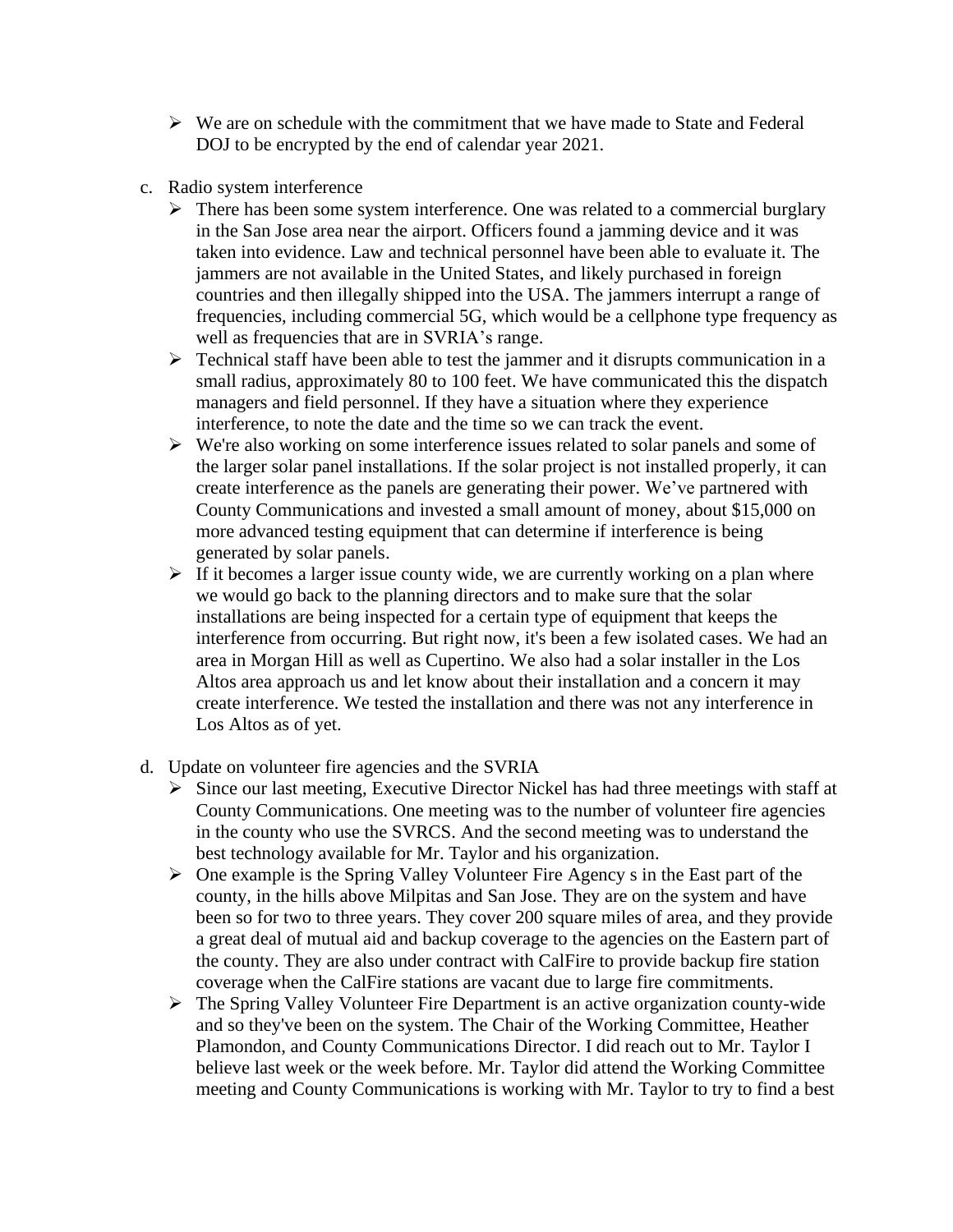- We are on schedule with the commitment that we have made to State and Federal DOJ to be encrypted by the end of calendar year 2021.

c. Radio system interference

- There has been some system interference. One was related to a commercial burglary in the San Jose area near the airport. Officers found a jamming device and it was taken into evidence. Law and technical personnel have been able to evaluate it. The jammers are not available in the United States, and likely purchased in foreign countries and then illegally shipped into the USA. The jammers interrupt a range of frequencies, including commercial 5G, which would be a cellphone type frequency as well as frequencies that are in SVRIA's range.
- Technical staff have been able to test the jammer and it disrupts communication in a small radius, approximately 80 to 100 feet. We have communicated this the dispatch managers and field personnel. If they have a situation where they experience interference, to note the date and the time so we can track the event.
- We're also working on some interference issues related to solar panels and some of the larger solar panel installations. If the solar project is not installed properly, it can create interference as the panels are generating their power. We've partnered with County Communications and invested a small amount of money, about $15,000 on more advanced testing equipment that can determine if interference is being generated by solar panels.
- If it becomes a larger issue county wide, we are currently working on a plan where we would go back to the planning directors and to make sure that the solar installations are being inspected for a certain type of equipment that keeps the interference from occurring. But right now, it's been a few isolated cases. We had an area in Morgan Hill as well as Cupertino. We also had a solar installer in the Los Altos area approach us and let know about their installation and a concern it may create interference. We tested the installation and there was not any interference in Los Altos as of yet.

d. Update on volunteer fire agencies and the SVRIA

- Since our last meeting, Executive Director Nickel has had three meetings with staff at County Communications. One meeting was to the number of volunteer fire agencies in the county who use the SVRCS. And the second meeting was to understand the best technology available for Mr. Taylor and his organization.
- One example is the Spring Valley Volunteer Fire Agency s in the East part of the county, in the hills above Milpitas and San Jose. They are on the system and have been so for two to three years. They cover 200 square miles of area, and they provide a great deal of mutual aid and backup coverage to the agencies on the Eastern part of the county. They are also under contract with CalFire to provide backup fire station coverage when the CalFire stations are vacant due to large fire commitments.
- The Spring Valley Volunteer Fire Department is an active organization county-wide and so they've been on the system. The Chair of the Working Committee, Heather Plamondon, and County Communications Director. I did reach out to Mr. Taylor I believe last week or the week before. Mr. Taylor did attend the Working Committee meeting and County Communications is working with Mr. Taylor to try to find a best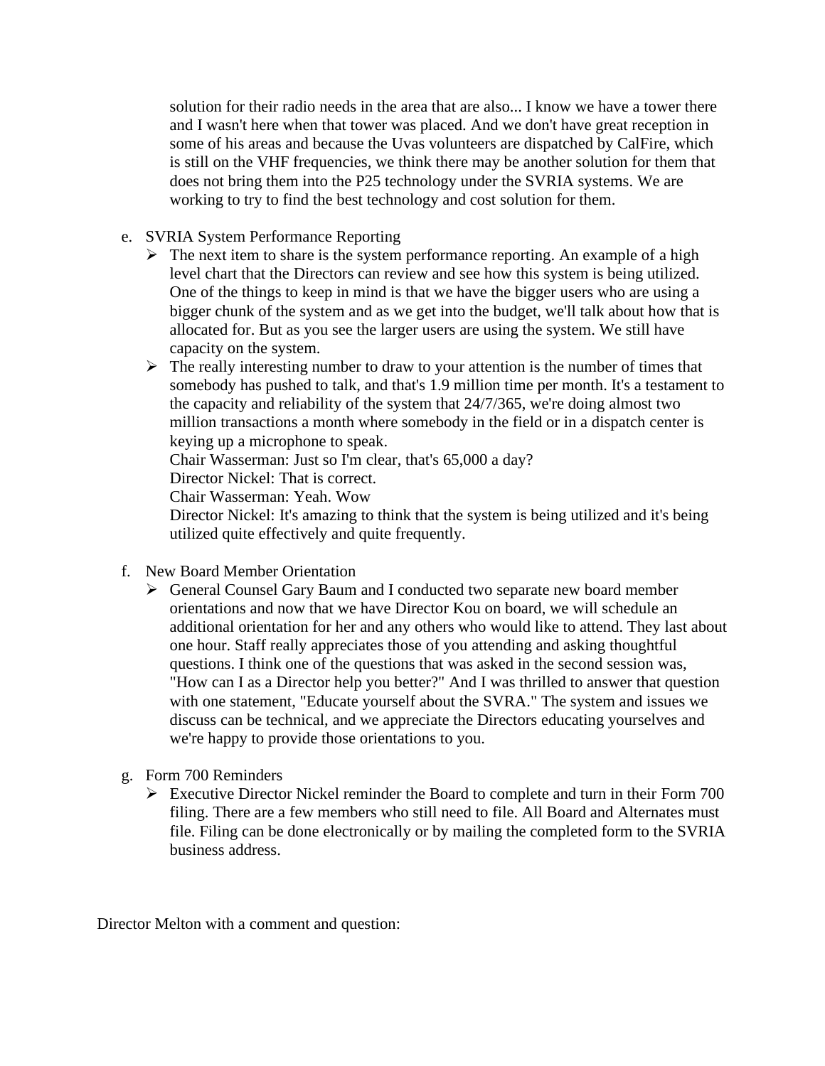solution for their radio needs in the area that are also... I know we have a tower there and I wasn't here when that tower was placed. And we don't have great reception in some of his areas and because the Uvas volunteers are dispatched by CalFire, which is still on the VHF frequencies, we think there may be another solution for them that does not bring them into the P25 technology under the SVRIA systems. We are working to try to find the best technology and cost solution for them.

e. SVRIA System Performance Reporting
   - The next item to share is the system performance reporting. An example of a high level chart that the Directors can review and see how this system is being utilized. One of the things to keep in mind is that we have the bigger users who are using a bigger chunk of the system and as we get into the budget, we'll talk about how that is allocated for. But as you see the larger users are using the system. We still have capacity on the system.
   - The really interesting number to draw to your attention is the number of times that somebody has pushed to talk, and that's 1.9 million time per month. It's a testament to the capacity and reliability of the system that 24/7/365, we're doing almost two million transactions a month where somebody in the field or in a dispatch center is keying up a microphone to speak.
     Chair Wasserman: Just so I'm clear, that's 65,000 a day?
     Director Nickel: That is correct.
     Chair Wasserman: Yeah. Wow
     Director Nickel: It's amazing to think that the system is being utilized and it's being utilized quite effectively and quite frequently.

f. New Board Member Orientation
   - General Counsel Gary Baum and I conducted two separate new board member orientations and now that we have Director Kou on board, we will schedule an additional orientation for her and any others who would like to attend. They last about one hour. Staff really appreciates those of you attending and asking thoughtful questions. I think one of the questions that was asked in the second session was, "How can I as a Director help you better?" And I was thrilled to answer that question with one statement, "Educate yourself about the SVRA." The system and issues we discuss can be technical, and we appreciate the Directors educating yourselves and we're happy to provide those orientations to you.

g. Form 700 Reminders
   - Executive Director Nickel reminder the Board to complete and turn in their Form 700 filing. There are a few members who still need to file. All Board and Alternates must file. Filing can be done electronically or by mailing the completed form to the SVRIA business address.

Director Melton with a comment and question: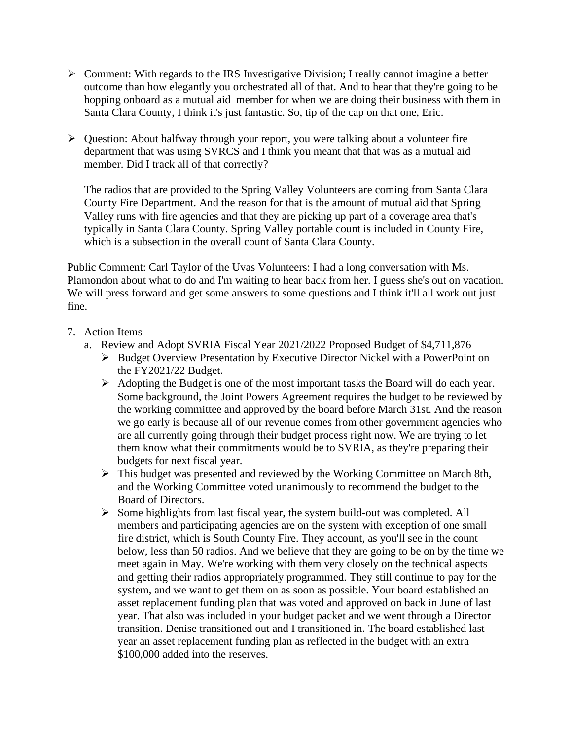- Comment: With regards to the IRS Investigative Division; I really cannot imagine a better outcome than how elegantly you orchestrated all of that. And to hear that they're going to be hopping onboard as a mutual aid member for when we are doing their business with them in Santa Clara County, I think it's just fantastic. So, tip of the cap on that one, Eric.

- Question: About halfway through your report, you were talking about a volunteer fire department that was using SVRCS and I think you meant that that was as a mutual aid member. Did I track all of that correctly?

  The radios that are provided to the Spring Valley Volunteers are coming from Santa Clara County Fire Department. And the reason for that is the amount of mutual aid that Spring Valley runs with fire agencies and that they are picking up part of a coverage area that's typically in Santa Clara County. Spring Valley portable count is included in County Fire, which is a subsection in the overall count of Santa Clara County.

Public Comment: Carl Taylor of the Uvas Volunteers: I had a long conversation with Ms. Plamondon about what to do and I'm waiting to hear back from her. I guess she's out on vacation. We will press forward and get some answers to some questions and I think it'll all work out just fine.

7. Action Items
   a. Review and Adopt SVRIA Fiscal Year 2021/2022 Proposed Budget of $4,711,876
      - Budget Overview Presentation by Executive Director Nickel with a PowerPoint on the FY2021/22 Budget.
      - Adopting the Budget is one of the most important tasks the Board will do each year. Some background, the Joint Powers Agreement requires the budget to be reviewed by the working committee and approved by the board before March 31st. And the reason we go early is because all of our revenue comes from other government agencies who are all currently going through their budget process right now. We are trying to let them know what their commitments would be to SVRIA, as they're preparing their budgets for next fiscal year.
      - This budget was presented and reviewed by the Working Committee on March 8th, and the Working Committee voted unanimously to recommend the budget to the Board of Directors.
      - Some highlights from last fiscal year, the system build-out was completed. All members and participating agencies are on the system with exception of one small fire district, which is South County Fire. They account, as you'll see in the count below, less than 50 radios. And we believe that they are going to be on by the time we meet again in May. We're working with them very closely on the technical aspects and getting their radios appropriately programmed. They still continue to pay for the system, and we want to get them on as soon as possible. Your board established an asset replacement funding plan that was voted and approved on back in June of last year. That also was included in your budget packet and we went through a Director transition. Denise transitioned out and I transitioned in. The board established last year an asset replacement funding plan as reflected in the budget with an extra $100,000 added into the reserves.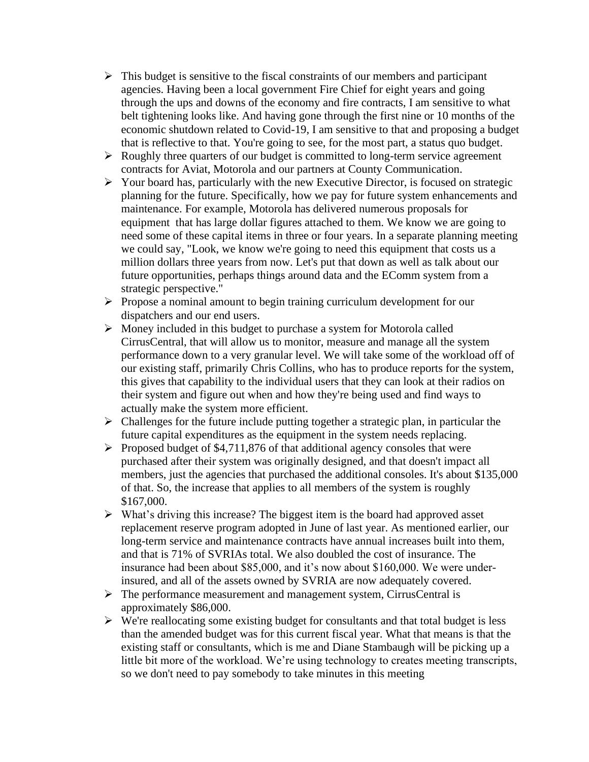- This budget is sensitive to the fiscal constraints of our members and participant agencies. Having been a local government Fire Chief for eight years and going through the ups and downs of the economy and fire contracts, I am sensitive to what belt tightening looks like. And having gone through the first nine or 10 months of the economic shutdown related to Covid-19, I am sensitive to that and proposing a budget that is reflective to that. You're going to see, for the most part, a status quo budget.
- Roughly three quarters of our budget is committed to long-term service agreement contracts for Aviat, Motorola and our partners at County Communication.
- Your board has, particularly with the new Executive Director, is focused on strategic planning for the future. Specifically, how we pay for future system enhancements and maintenance. For example, Motorola has delivered numerous proposals for equipment that has large dollar figures attached to them. We know we are going to need some of these capital items in three or four years. In a separate planning meeting we could say, "Look, we know we're going to need this equipment that costs us a million dollars three years from now. Let's put that down as well as talk about our future opportunities, perhaps things around data and the EComm system from a strategic perspective."
- Propose a nominal amount to begin training curriculum development for our dispatchers and our end users.
- Money included in this budget to purchase a system for Motorola called CirrusCentral, that will allow us to monitor, measure and manage all the system performance down to a very granular level. We will take some of the workload off of our existing staff, primarily Chris Collins, who has to produce reports for the system, this gives that capability to the individual users that they can look at their radios on their system and figure out when and how they're being used and find ways to actually make the system more efficient.
- Challenges for the future include putting together a strategic plan, in particular the future capital expenditures as the equipment in the system needs replacing.
- Proposed budget of $4,711,876 of that additional agency consoles that were purchased after their system was originally designed, and that doesn't impact all members, just the agencies that purchased the additional consoles. It's about $135,000 of that. So, the increase that applies to all members of the system is roughly $167,000.
- What's driving this increase? The biggest item is the board had approved asset replacement reserve program adopted in June of last year. As mentioned earlier, our long-term service and maintenance contracts have annual increases built into them, and that is 71% of SVRIAs total. We also doubled the cost of insurance. The insurance had been about $85,000, and it's now about $160,000. We were under-insured, and all of the assets owned by SVRIA are now adequately covered.
- The performance measurement and management system, CirrusCentral is approximately $86,000.
- We're reallocating some existing budget for consultants and that total budget is less than the amended budget was for this current fiscal year. What that means is that the existing staff or consultants, which is me and Diane Stambaugh will be picking up a little bit more of the workload. We're using technology to creates meeting transcripts, so we don't need to pay somebody to take minutes in this meeting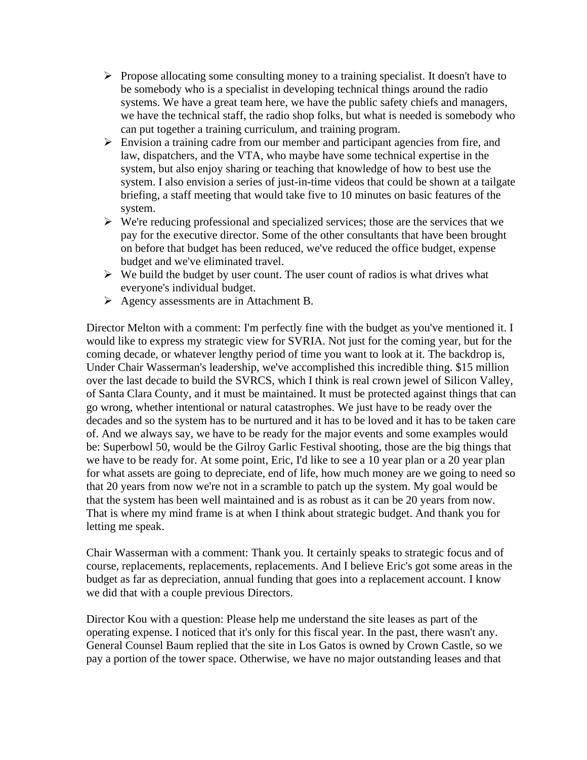- Propose allocating some consulting money to a training specialist. It doesn't have to be somebody who is a specialist in developing technical things around the radio systems. We have a great team here, we have the public safety chiefs and managers, we have the technical staff, the radio shop folks, but what is needed is somebody who can put together a training curriculum, and training program.
- Envision a training cadre from our member and participant agencies from fire, and law, dispatchers, and the VTA, who maybe have some technical expertise in the system, but also enjoy sharing or teaching that knowledge of how to best use the system. I also envision a series of just-in-time videos that could be shown at a tailgate briefing, a staff meeting that would take five to 10 minutes on basic features of the system.
- We're reducing professional and specialized services; those are the services that we pay for the executive director. Some of the other consultants that have been brought on before that budget has been reduced, we've reduced the office budget, expense budget and we've eliminated travel.
- We build the budget by user count. The user count of radios is what drives what everyone's individual budget.
- Agency assessments are in Attachment B.

Director Melton with a comment: I'm perfectly fine with the budget as you've mentioned it. I would like to express my strategic view for SVRIA. Not just for the coming year, but for the coming decade, or whatever lengthy period of time you want to look at it. The backdrop is, Under Chair Wasserman's leadership, we've accomplished this incredible thing. $15 million over the last decade to build the SVRCS, which I think is real crown jewel of Silicon Valley, of Santa Clara County, and it must be maintained. It must be protected against things that can go wrong, whether intentional or natural catastrophes. We just have to be ready over the decades and so the system has to be nurtured and it has to be loved and it has to be taken care of. And we always say, we have to be ready for the major events and some examples would be: Superbowl 50, would be the Gilroy Garlic Festival shooting, those are the big things that we have to be ready for. At some point, Eric, I'd like to see a 10 year plan or a 20 year plan for what assets are going to depreciate, end of life, how much money are we going to need so that 20 years from now we're not in a scramble to patch up the system. My goal would be that the system has been well maintained and is as robust as it can be 20 years from now. That is where my mind frame is at when I think about strategic budget. And thank you for letting me speak.

Chair Wasserman with a comment: Thank you. It certainly speaks to strategic focus and of course, replacements, replacements, replacements. And I believe Eric's got some areas in the budget as far as depreciation, annual funding that goes into a replacement account. I know we did that with a couple previous Directors.

Director Kou with a question: Please help me understand the site leases as part of the operating expense. I noticed that it's only for this fiscal year. In the past, there wasn't any. General Counsel Baum replied that the site in Los Gatos is owned by Crown Castle, so we pay a portion of the tower space. Otherwise, we have no major outstanding leases and that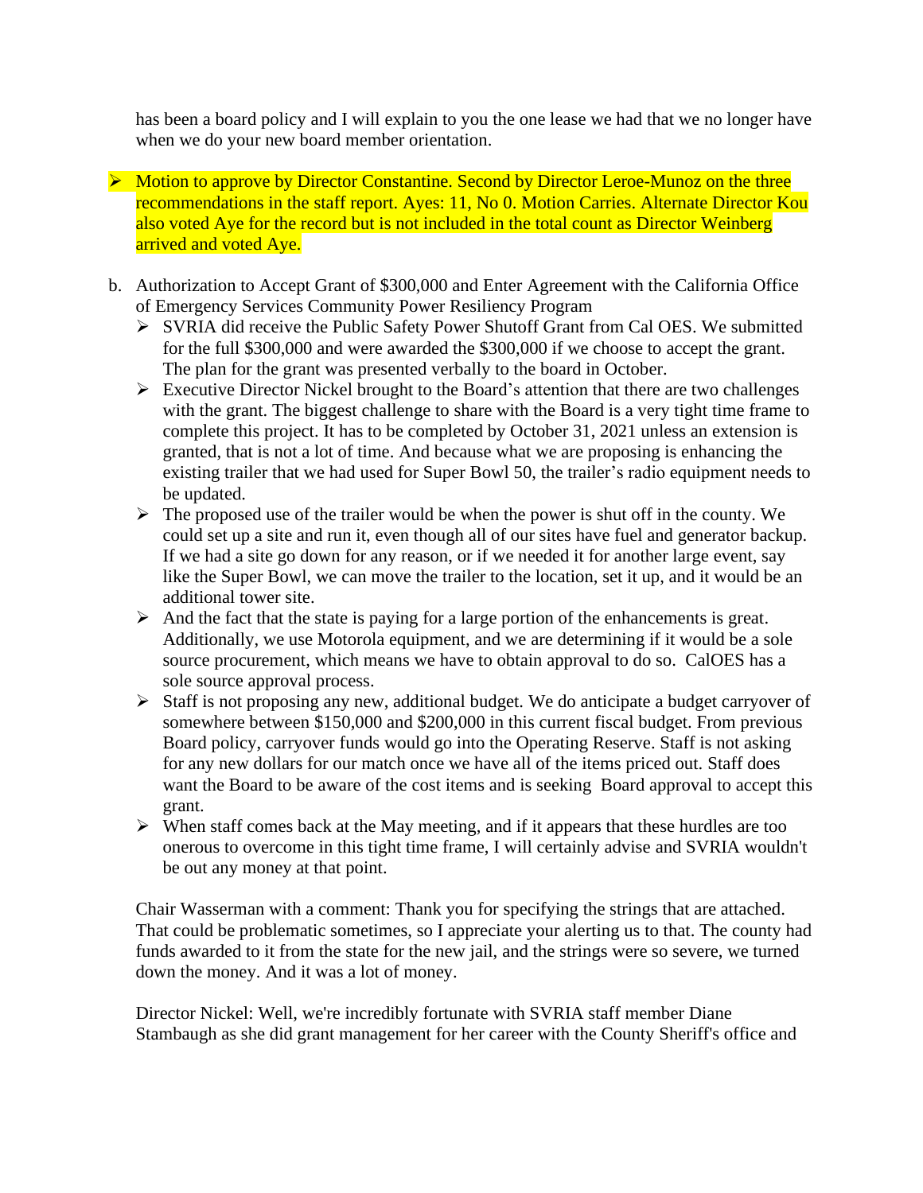has been a board policy and I will explain to you the one lease we had that we no longer have when we do your new board member orientation.

- Motion to approve by Director Constantine. Second by Director Leroe-Munoz on the three recommendations in the staff report. Ayes: 11, No 0. Motion Carries. Alternate Director Kou also voted Aye for the record but is not included in the total count as Director Weinberg arrived and voted Aye.

b. Authorization to Accept Grant of $300,000 and Enter Agreement with the California Office of Emergency Services Community Power Resiliency Program

- SVRIA did receive the Public Safety Power Shutoff Grant from Cal OES. We submitted for the full $300,000 and were awarded the $300,000 if we choose to accept the grant. The plan for the grant was presented verbally to the board in October.
- Executive Director Nickel brought to the Board's attention that there are two challenges with the grant. The biggest challenge to share with the Board is a very tight time frame to complete this project. It has to be completed by October 31, 2021 unless an extension is granted, that is not a lot of time. And because what we are proposing is enhancing the existing trailer that we had used for Super Bowl 50, the trailer's radio equipment needs to be updated.
- The proposed use of the trailer would be when the power is shut off in the county. We could set up a site and run it, even though all of our sites have fuel and generator backup. If we had a site go down for any reason, or if we needed it for another large event, say like the Super Bowl, we can move the trailer to the location, set it up, and it would be an additional tower site.
- And the fact that the state is paying for a large portion of the enhancements is great. Additionally, we use Motorola equipment, and we are determining if it would be a sole source procurement, which means we have to obtain approval to do so. CalOES has a sole source approval process.
- Staff is not proposing any new, additional budget. We do anticipate a budget carryover of somewhere between $150,000 and $200,000 in this current fiscal budget. From previous Board policy, carryover funds would go into the Operating Reserve. Staff is not asking for any new dollars for our match once we have all of the items priced out. Staff does want the Board to be aware of the cost items and is seeking Board approval to accept this grant.
- When staff comes back at the May meeting, and if it appears that these hurdles are too onerous to overcome in this tight time frame, I will certainly advise and SVRIA wouldn't be out any money at that point.

Chair Wasserman with a comment: Thank you for specifying the strings that are attached. That could be problematic sometimes, so I appreciate your alerting us to that. The county had funds awarded to it from the state for the new jail, and the strings were so severe, we turned down the money. And it was a lot of money.

Director Nickel: Well, we're incredibly fortunate with SVRIA staff member Diane Stambaugh as she did grant management for her career with the County Sheriff's office and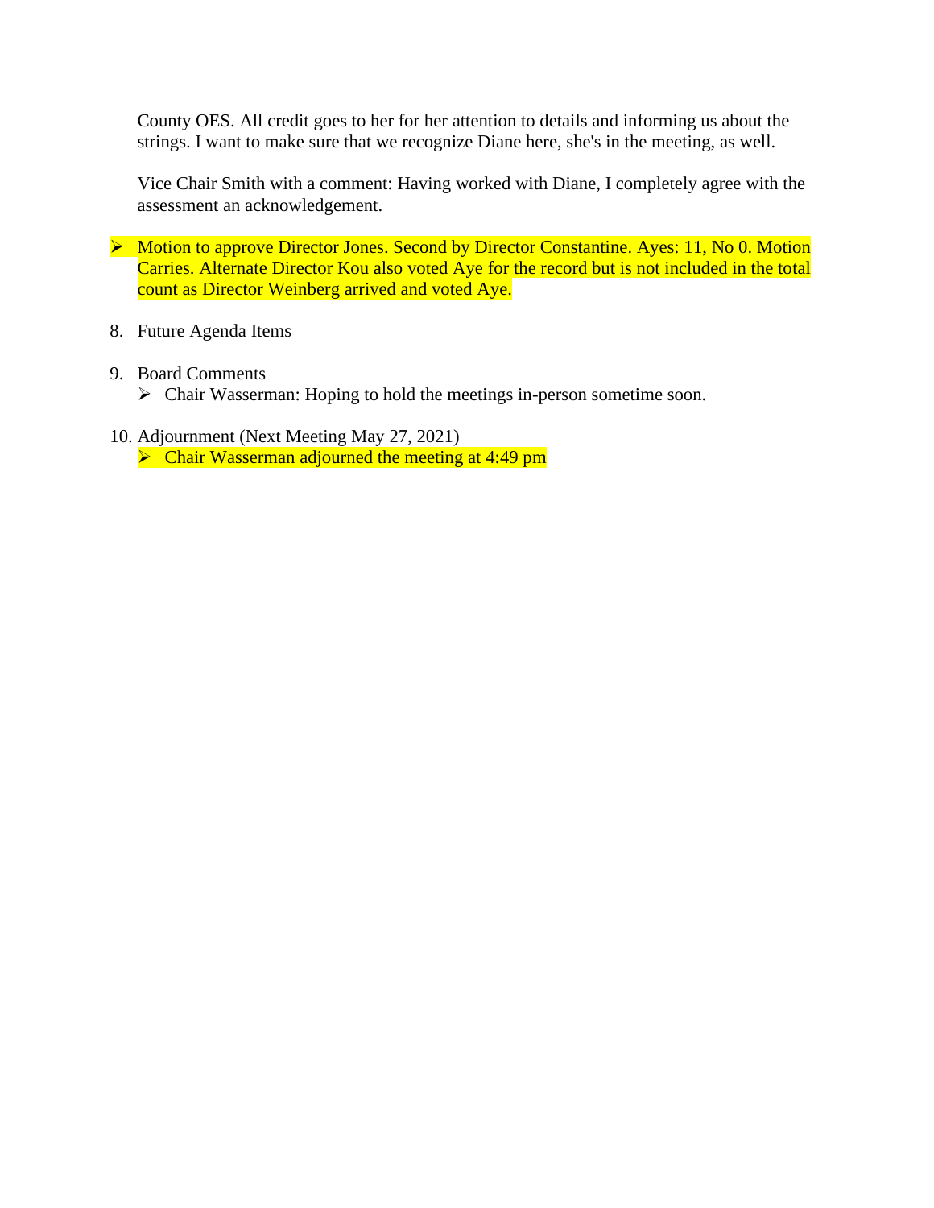County OES. All credit goes to her for her attention to details and informing us about the strings. I want to make sure that we recognize Diane here, she's in the meeting, as well.

Vice Chair Smith with a comment: Having worked with Diane, I completely agree with the assessment an acknowledgement.

- Motion to approve Director Jones. Second by Director Constantine. Ayes: 11, No 0. Motion Carries. Alternate Director Kou also voted Aye for the record but is not included in the total count as Director Weinberg arrived and voted Aye.

8. Future Agenda Items

9. Board Comments
   - Chair Wasserman: Hoping to hold the meetings in-person sometime soon.

10. Adjournment (Next Meeting May 27, 2021)
    - Chair Wasserman adjourned the meeting at 4:49 pm